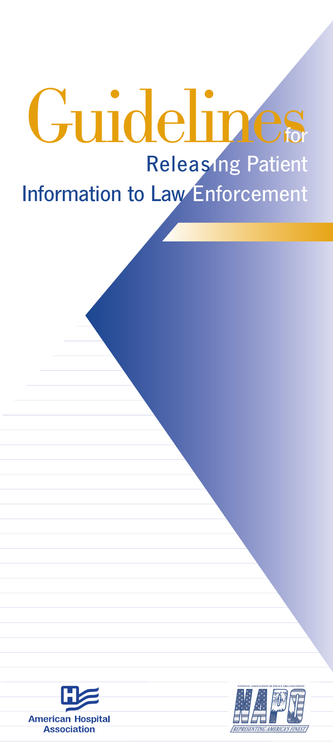# Guidelines for Releasing Patient Information to Law Enforcement

American Hospital Association

NATIONAL ASSOCIATION OF POLICE ORGANIZATIONS

NAPO

REPRESENTING AMERICA'S FINEST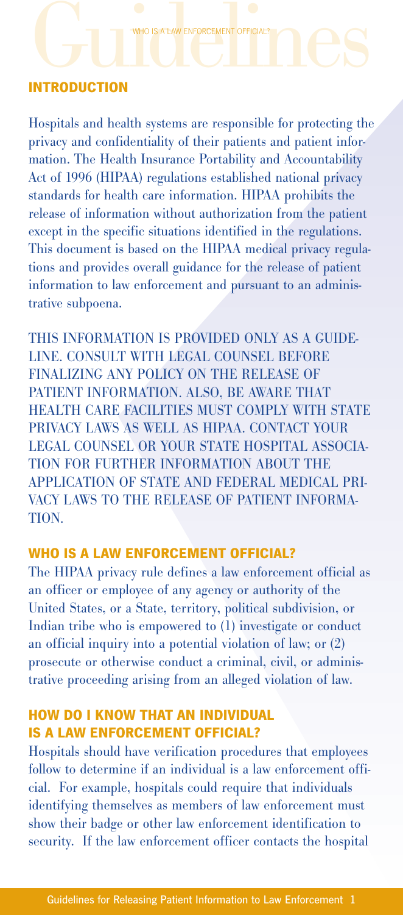## INTRODUCTION

Hospitals and health systems are responsible for protecting the privacy and confidentiality of their patients and patient information. The Health Insurance Portability and Accountability Act of 1996 (HIPAA) regulations established national privacy standards for health care information. HIPAA prohibits the release of information without authorization from the patient except in the specific situations identified in the regulations. This document is based on the HIPAA medical privacy regulations and provides overall guidance for the release of patient information to law enforcement and pursuant to an administrative subpoena.

THIS INFORMATION IS PROVIDED ONLY AS A GUIDELINE. CONSULT WITH LEGAL COUNSEL BEFORE FINALIZING ANY POLICY ON THE RELEASE OF PATIENT INFORMATION. ALSO, BE AWARE THAT HEALTH CARE FACILITIES MUST COMPLY WITH STATE PRIVACY LAWS AS WELL AS HIPAA. CONTACT YOUR LEGAL COUNSEL OR YOUR STATE HOSPITAL ASSOCIATION FOR FURTHER INFORMATION ABOUT THE APPLICATION OF STATE AND FEDERAL MEDICAL PRIVACY LAWS TO THE RELEASE OF PATIENT INFORMATION.

## WHO IS A LAW ENFORCEMENT OFFICIAL?

The HIPAA privacy rule defines a law enforcement official as an officer or employee of any agency or authority of the United States, or a State, territory, political subdivision, or Indian tribe who is empowered to (1) investigate or conduct an official inquiry into a potential violation of law; or (2) prosecute or otherwise conduct a criminal, civil, or administrative proceeding arising from an alleged violation of law.

## HOW DO I KNOW THAT AN INDIVIDUAL IS A LAW ENFORCEMENT OFFICIAL?

Hospitals should have verification procedures that employees follow to determine if an individual is a law enforcement official. For example, hospitals could require that individuals identifying themselves as members of law enforcement must show their badge or other law enforcement identification to security. If the law enforcement officer contacts the hospital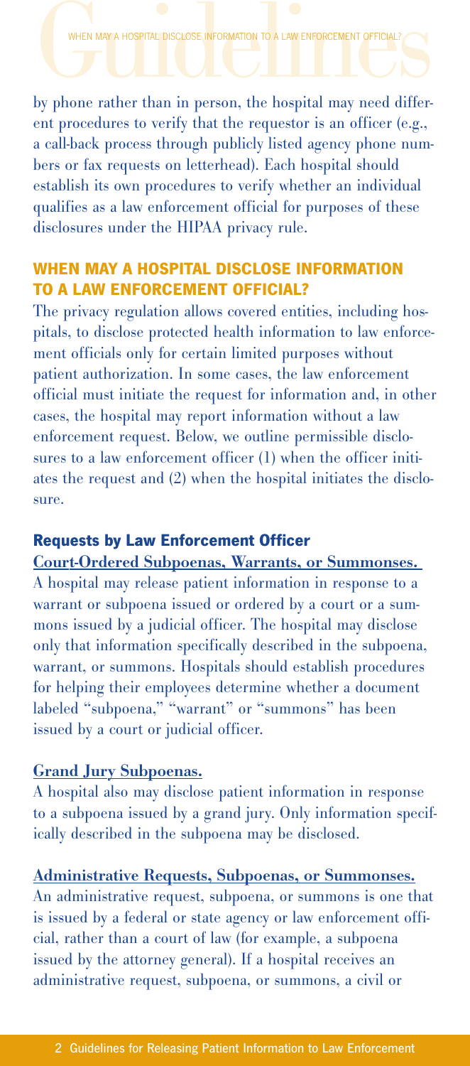by phone rather than in person, the hospital may need different procedures to verify that the requestor is an officer (e.g., a call-back process through publicly listed agency phone numbers or fax requests on letterhead). Each hospital should establish its own procedures to verify whether an individual qualifies as a law enforcement official for purposes of these disclosures under the HIPAA privacy rule.

## WHEN MAY A HOSPITAL DISCLOSE INFORMATION TO A LAW ENFORCEMENT OFFICIAL?

The privacy regulation allows covered entities, including hospitals, to disclose protected health information to law enforcement officials only for certain limited purposes without patient authorization. In some cases, the law enforcement official must initiate the request for information and, in other cases, the hospital may report information without a law enforcement request. Below, we outline permissible disclosures to a law enforcement officer (1) when the officer initiates the request and (2) when the hospital initiates the disclosure.

### Requests by Law Enforcement Officer

**Court-Ordered Subpoenas, Warrants, or Summonses.**

A hospital may release patient information in response to a warrant or subpoena issued or ordered by a court or a summons issued by a judicial officer. The hospital may disclose only that information specifically described in the subpoena, warrant, or summons. Hospitals should establish procedures for helping their employees determine whether a document labeled "subpoena," "warrant" or "summons" has been issued by a court or judicial officer.

**Grand Jury Subpoenas.**

A hospital also may disclose patient information in response to a subpoena issued by a grand jury. Only information specifically described in the subpoena may be disclosed.

**Administrative Requests, Subpoenas, or Summonses.**

An administrative request, subpoena, or summons is one that is issued by a federal or state agency or law enforcement official, rather than a court of law (for example, a subpoena issued by the attorney general). If a hospital receives an administrative request, subpoena, or summons, a civil or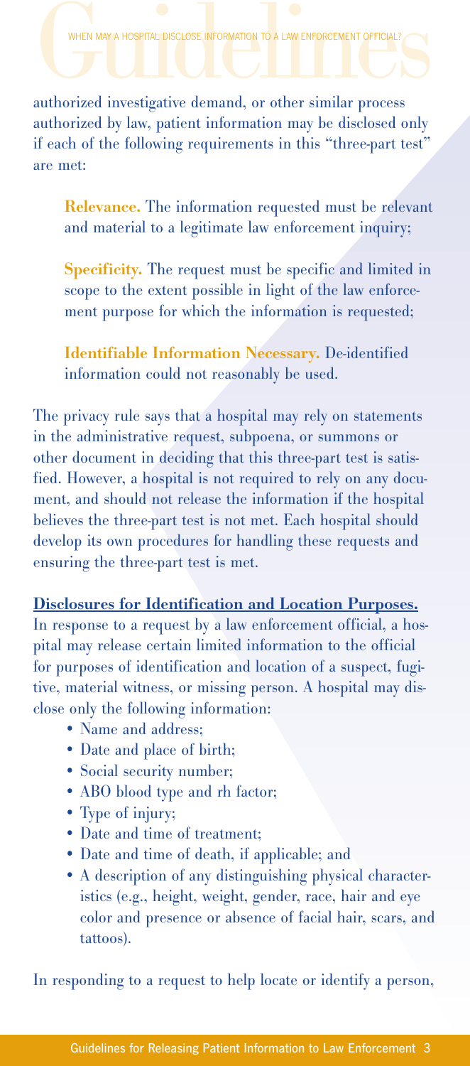authorized investigative demand, or other similar process authorized by law, patient information may be disclosed only if each of the following requirements in this "three-part test" are met:

> **Relevance.** The information requested must be relevant and material to a legitimate law enforcement inquiry;
>
> **Specificity.** The request must be specific and limited in scope to the extent possible in light of the law enforcement purpose for which the information is requested;
>
> **Identifiable Information Necessary.** De-identified information could not reasonably be used.

The privacy rule says that a hospital may rely on statements in the administrative request, subpoena, or summons or other document in deciding that this three-part test is satisfied. However, a hospital is not required to rely on any document, and should not release the information if the hospital believes the three-part test is not met. Each hospital should develop its own procedures for handling these requests and ensuring the three-part test is met.

**Disclosures for Identification and Location Purposes.**
In response to a request by a law enforcement official, a hospital may release certain limited information to the official for purposes of identification and location of a suspect, fugitive, material witness, or missing person. A hospital may disclose only the following information:

- Name and address;
- Date and place of birth;
- Social security number;
- ABO blood type and rh factor;
- Type of injury;
- Date and time of treatment;
- Date and time of death, if applicable; and
- A description of any distinguishing physical characteristics (e.g., height, weight, gender, race, hair and eye color and presence or absence of facial hair, scars, and tattoos).

In responding to a request to help locate or identify a person,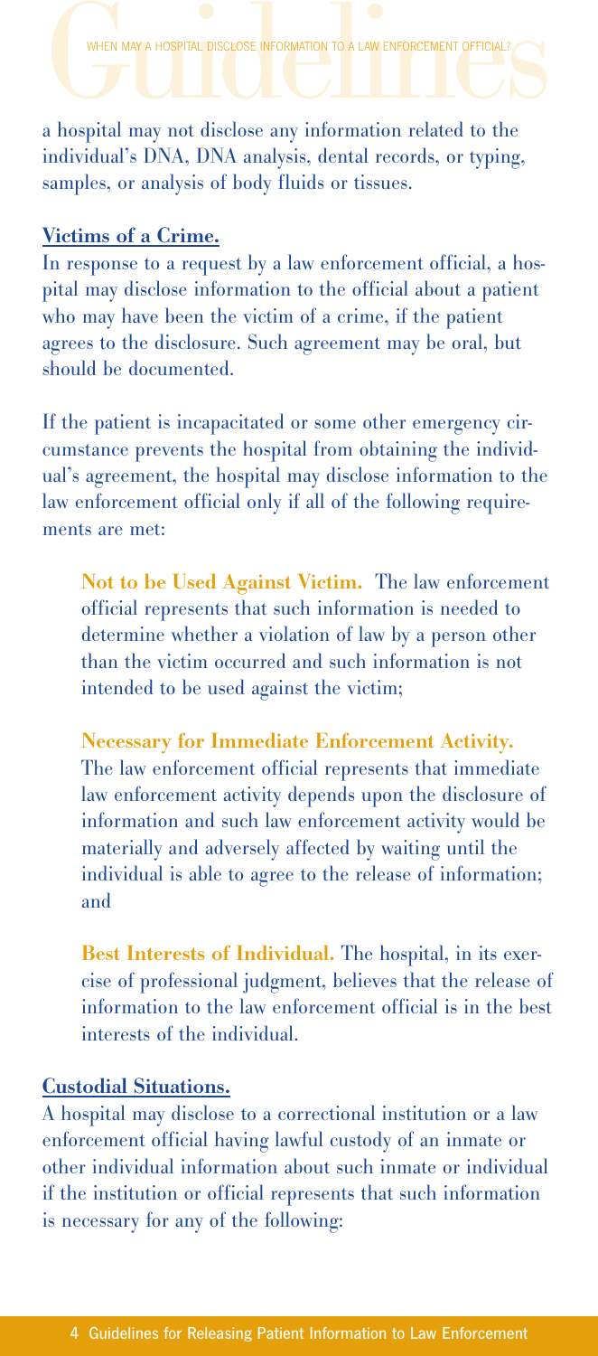a hospital may not disclose any information related to the individual's DNA, DNA analysis, dental records, or typing, samples, or analysis of body fluids or tissues.

## Victims of a Crime.

In response to a request by a law enforcement official, a hospital may disclose information to the official about a patient who may have been the victim of a crime, if the patient agrees to the disclosure. Such agreement may be oral, but should be documented.

If the patient is incapacitated or some other emergency circumstance prevents the hospital from obtaining the individual's agreement, the hospital may disclose information to the law enforcement official only if all of the following requirements are met:

> **Not to be Used Against Victim.** The law enforcement official represents that such information is needed to determine whether a violation of law by a person other than the victim occurred and such information is not intended to be used against the victim;
>
> **Necessary for Immediate Enforcement Activity.** The law enforcement official represents that immediate law enforcement activity depends upon the disclosure of information and such law enforcement activity would be materially and adversely affected by waiting until the individual is able to agree to the release of information; and
>
> **Best Interests of Individual.** The hospital, in its exercise of professional judgment, believes that the release of information to the law enforcement official is in the best interests of the individual.

## Custodial Situations.

A hospital may disclose to a correctional institution or a law enforcement official having lawful custody of an inmate or other individual information about such inmate or individual if the institution or official represents that such information is necessary for any of the following: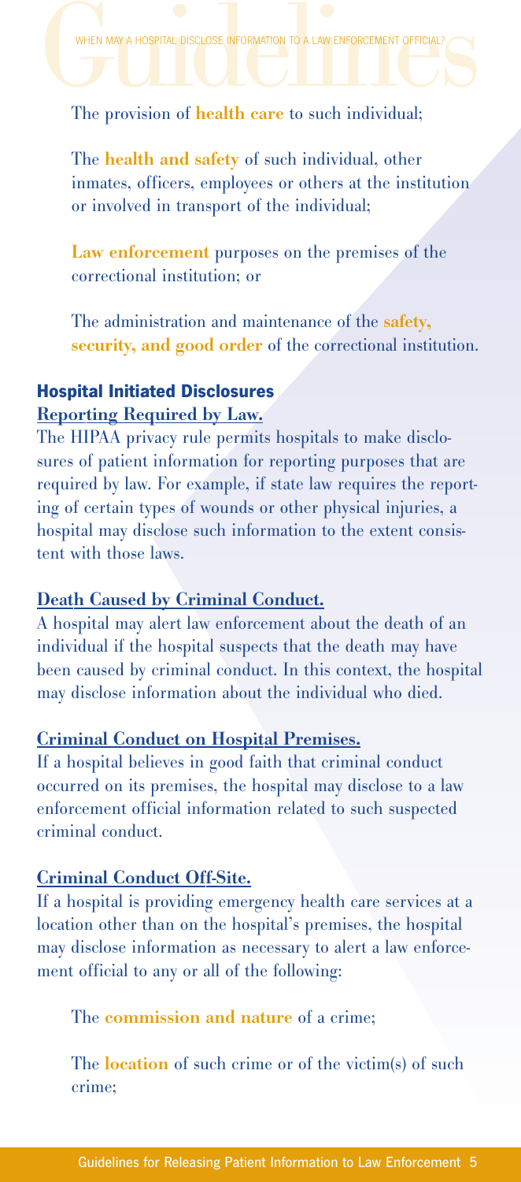The provision of **health care** to such individual;

The **health and safety** of such individual, other inmates, officers, employees or others at the institution or involved in transport of the individual;

**Law enforcement** purposes on the premises of the correctional institution; or

The administration and maintenance of the **safety, security, and good order** of the correctional institution.

## Hospital Initiated Disclosures

### Reporting Required by Law.

The HIPAA privacy rule permits hospitals to make disclosures of patient information for reporting purposes that are required by law. For example, if state law requires the reporting of certain types of wounds or other physical injuries, a hospital may disclose such information to the extent consistent with those laws.

### Death Caused by Criminal Conduct.

A hospital may alert law enforcement about the death of an individual if the hospital suspects that the death may have been caused by criminal conduct. In this context, the hospital may disclose information about the individual who died.

### Criminal Conduct on Hospital Premises.

If a hospital believes in good faith that criminal conduct occurred on its premises, the hospital may disclose to a law enforcement official information related to such suspected criminal conduct.

### Criminal Conduct Off-Site.

If a hospital is providing emergency health care services at a location other than on the hospital's premises, the hospital may disclose information as necessary to alert a law enforcement official to any or all of the following:

The **commission and nature** of a crime;

The **location** of such crime or of the victim(s) of such crime;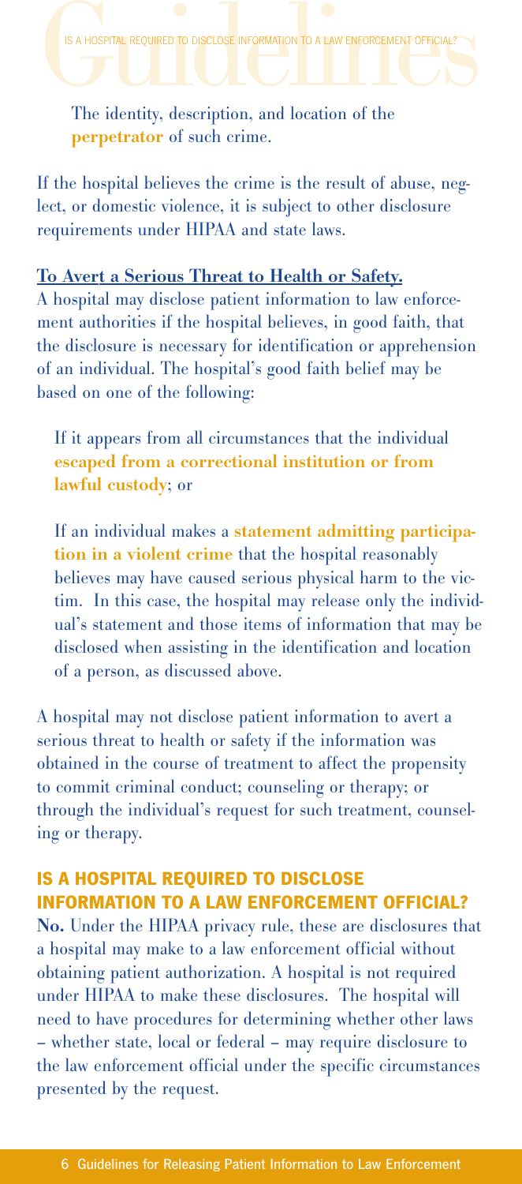The identity, description, and location of the **perpetrator** of such crime.

If the hospital believes the crime is the result of abuse, neglect, or domestic violence, it is subject to other disclosure requirements under HIPAA and state laws.

**To Avert a Serious Threat to Health or Safety.**
A hospital may disclose patient information to law enforcement authorities if the hospital believes, in good faith, that the disclosure is necessary for identification or apprehension of an individual. The hospital's good faith belief may be based on one of the following:

If it appears from all circumstances that the individual **escaped from a correctional institution or from lawful custody**; or

If an individual makes a **statement admitting participation in a violent crime** that the hospital reasonably believes may have caused serious physical harm to the victim. In this case, the hospital may release only the individual's statement and those items of information that may be disclosed when assisting in the identification and location of a person, as discussed above.

A hospital may not disclose patient information to avert a serious threat to health or safety if the information was obtained in the course of treatment to affect the propensity to commit criminal conduct; counseling or therapy; or through the individual's request for such treatment, counseling or therapy.

## IS A HOSPITAL REQUIRED TO DISCLOSE INFORMATION TO A LAW ENFORCEMENT OFFICIAL?

**No.** Under the HIPAA privacy rule, these are disclosures that a hospital may make to a law enforcement official without obtaining patient authorization. A hospital is not required under HIPAA to make these disclosures. The hospital will need to have procedures for determining whether other laws – whether state, local or federal – may require disclosure to the law enforcement official under the specific circumstances presented by the request.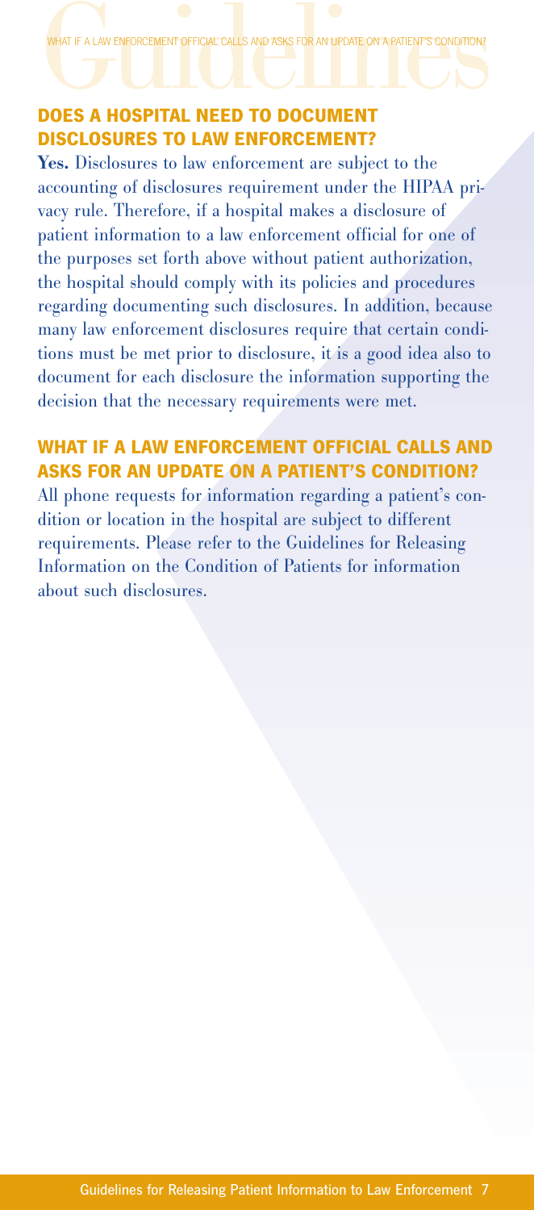## DOES A HOSPITAL NEED TO DOCUMENT DISCLOSURES TO LAW ENFORCEMENT?

**Yes.** Disclosures to law enforcement are subject to the accounting of disclosures requirement under the HIPAA privacy rule. Therefore, if a hospital makes a disclosure of patient information to a law enforcement official for one of the purposes set forth above without patient authorization, the hospital should comply with its policies and procedures regarding documenting such disclosures. In addition, because many law enforcement disclosures require that certain conditions must be met prior to disclosure, it is a good idea also to document for each disclosure the information supporting the decision that the necessary requirements were met.

## WHAT IF A LAW ENFORCEMENT OFFICIAL CALLS AND ASKS FOR AN UPDATE ON A PATIENT'S CONDITION?

All phone requests for information regarding a patient's condition or location in the hospital are subject to different requirements. Please refer to the Guidelines for Releasing Information on the Condition of Patients for information about such disclosures.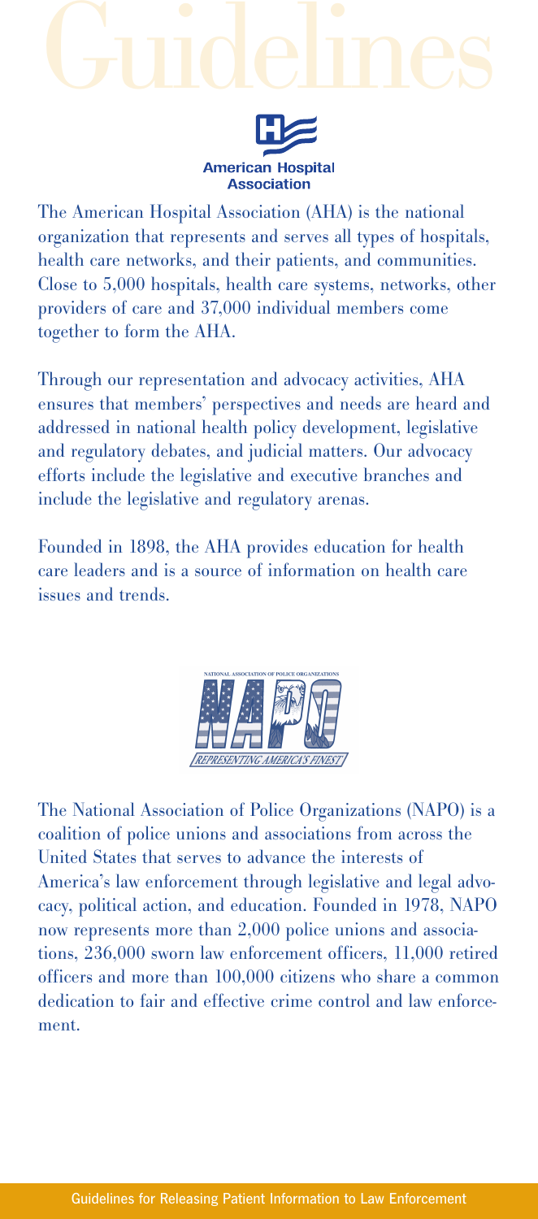# Guidelines

**American Hospital Association**

The American Hospital Association (AHA) is the national organization that represents and serves all types of hospitals, health care networks, and their patients, and communities. Close to 5,000 hospitals, health care systems, networks, other providers of care and 37,000 individual members come together to form the AHA.

Through our representation and advocacy activities, AHA ensures that members' perspectives and needs are heard and addressed in national health policy development, legislative and regulatory debates, and judicial matters. Our advocacy efforts include the legislative and executive branches and include the legislative and regulatory arenas.

Founded in 1898, the AHA provides education for health care leaders and is a source of information on health care issues and trends.

NATIONAL ASSOCIATION OF POLICE ORGANIZATIONS

NAPO

*REPRESENTING AMERICA'S FINEST*

The National Association of Police Organizations (NAPO) is a coalition of police unions and associations from across the United States that serves to advance the interests of America's law enforcement through legislative and legal advocacy, political action, and education. Founded in 1978, NAPO now represents more than 2,000 police unions and associations, 236,000 sworn law enforcement officers, 11,000 retired officers and more than 100,000 citizens who share a common dedication to fair and effective crime control and law enforcement.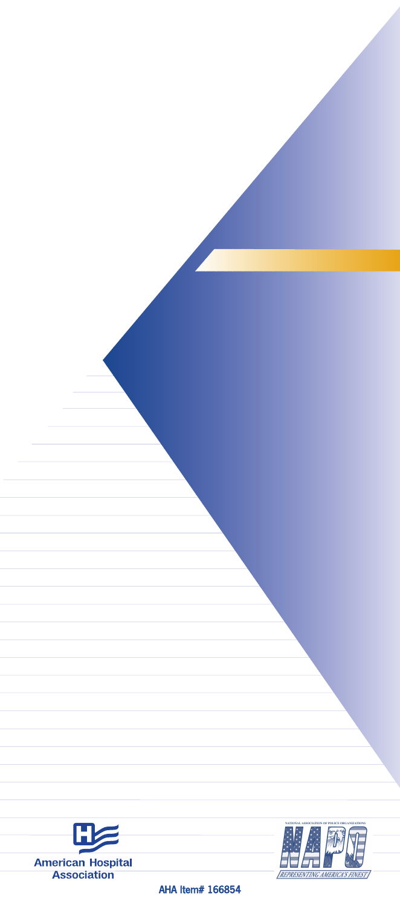American Hospital Association

NATIONAL ASSOCIATION OF POLICE ORGANIZATIONS

NAPO

REPRESENTING AMERICA'S FINEST

AHA Item# 166854